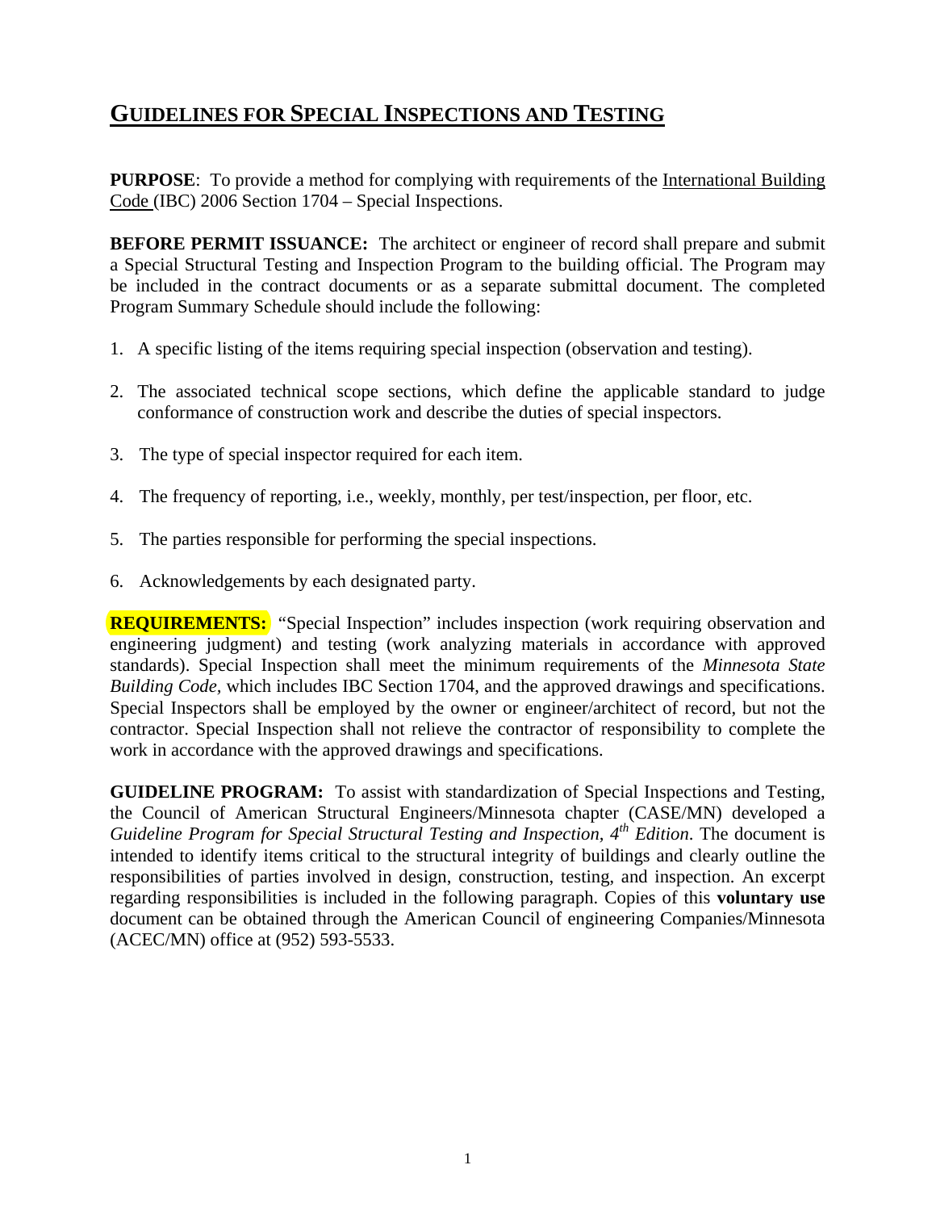# GUIDELINES FOR SPECIAL INSPECTIONS AND TESTING

**PURPOSE**: To provide a method for complying with requirements of the International Building Code (IBC) 2006 Section 1704 – Special Inspections.

**BEFORE PERMIT ISSUANCE:** The architect or engineer of record shall prepare and submit a Special Structural Testing and Inspection Program to the building official. The Program may be included in the contract documents or as a separate submittal document. The completed Program Summary Schedule should include the following:

1. A specific listing of the items requiring special inspection (observation and testing).
2. The associated technical scope sections, which define the applicable standard to judge conformance of construction work and describe the duties of special inspectors.
3. The type of special inspector required for each item.
4. The frequency of reporting, i.e., weekly, monthly, per test/inspection, per floor, etc.
5. The parties responsible for performing the special inspections.
6. Acknowledgements by each designated party.

**REQUIREMENTS:** "Special Inspection" includes inspection (work requiring observation and engineering judgment) and testing (work analyzing materials in accordance with approved standards). Special Inspection shall meet the minimum requirements of the *Minnesota State Building Code,* which includes IBC Section 1704, and the approved drawings and specifications. Special Inspectors shall be employed by the owner or engineer/architect of record, but not the contractor. Special Inspection shall not relieve the contractor of responsibility to complete the work in accordance with the approved drawings and specifications.

**GUIDELINE PROGRAM:** To assist with standardization of Special Inspections and Testing, the Council of American Structural Engineers/Minnesota chapter (CASE/MN) developed a *Guideline Program for Special Structural Testing and Inspection*, *4th Edition*. The document is intended to identify items critical to the structural integrity of buildings and clearly outline the responsibilities of parties involved in design, construction, testing, and inspection. An excerpt regarding responsibilities is included in the following paragraph. Copies of this **voluntary use** document can be obtained through the American Council of engineering Companies/Minnesota (ACEC/MN) office at (952) 593-5533.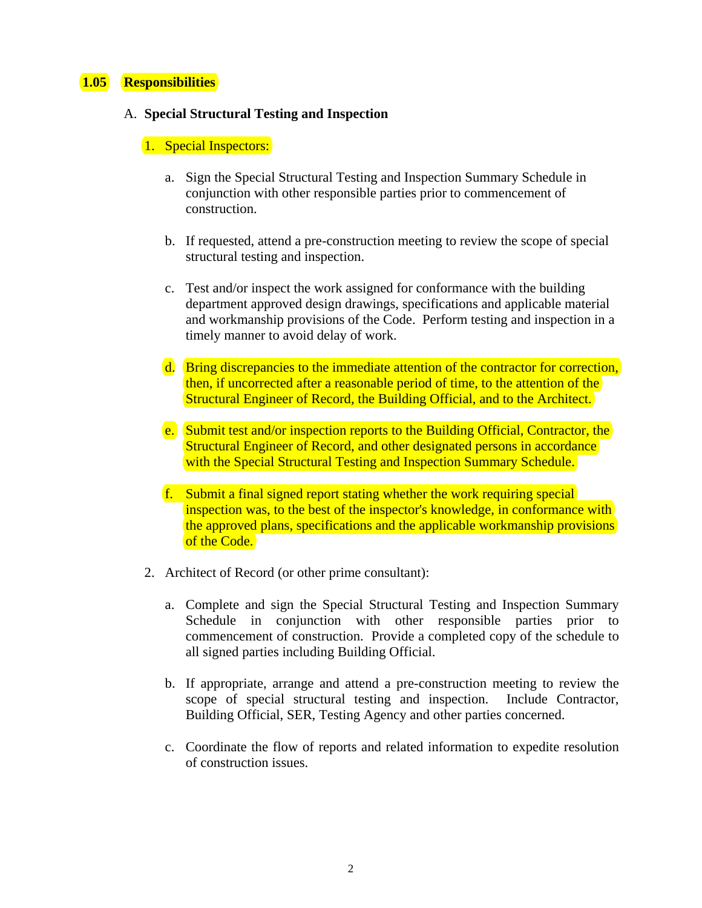## 1.05 Responsibilities

A. **Special Structural Testing and Inspection**

1. Special Inspectors:

    a. Sign the Special Structural Testing and Inspection Summary Schedule in conjunction with other responsible parties prior to commencement of construction.

    b. If requested, attend a pre-construction meeting to review the scope of special structural testing and inspection.

    c. Test and/or inspect the work assigned for conformance with the building department approved design drawings, specifications and applicable material and workmanship provisions of the Code. Perform testing and inspection in a timely manner to avoid delay of work.

    d. Bring discrepancies to the immediate attention of the contractor for correction, then, if uncorrected after a reasonable period of time, to the attention of the Structural Engineer of Record, the Building Official, and to the Architect.

    e. Submit test and/or inspection reports to the Building Official, Contractor, the Structural Engineer of Record, and other designated persons in accordance with the Special Structural Testing and Inspection Summary Schedule.

    f. Submit a final signed report stating whether the work requiring special inspection was, to the best of the inspector's knowledge, in conformance with the approved plans, specifications and the applicable workmanship provisions of the Code.

2. Architect of Record (or other prime consultant):

    a. Complete and sign the Special Structural Testing and Inspection Summary Schedule in conjunction with other responsible parties prior to commencement of construction. Provide a completed copy of the schedule to all signed parties including Building Official.

    b. If appropriate, arrange and attend a pre-construction meeting to review the scope of special structural testing and inspection. Include Contractor, Building Official, SER, Testing Agency and other parties concerned.

    c. Coordinate the flow of reports and related information to expedite resolution of construction issues.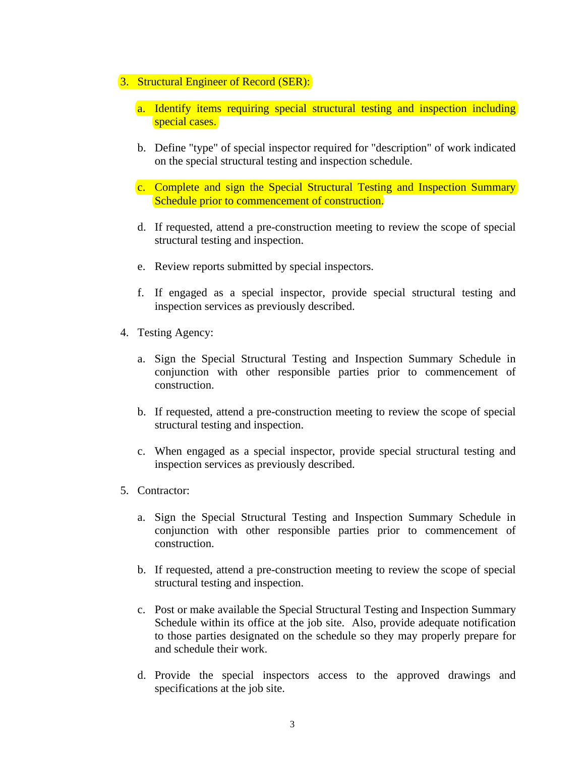3. Structural Engineer of Record (SER):

   a. Identify items requiring special structural testing and inspection including special cases.

   b. Define "type" of special inspector required for "description" of work indicated on the special structural testing and inspection schedule.

   c. Complete and sign the Special Structural Testing and Inspection Summary Schedule prior to commencement of construction.

   d. If requested, attend a pre-construction meeting to review the scope of special structural testing and inspection.

   e. Review reports submitted by special inspectors.

   f. If engaged as a special inspector, provide special structural testing and inspection services as previously described.

4. Testing Agency:

   a. Sign the Special Structural Testing and Inspection Summary Schedule in conjunction with other responsible parties prior to commencement of construction.

   b. If requested, attend a pre-construction meeting to review the scope of special structural testing and inspection.

   c. When engaged as a special inspector, provide special structural testing and inspection services as previously described.

5. Contractor:

   a. Sign the Special Structural Testing and Inspection Summary Schedule in conjunction with other responsible parties prior to commencement of construction.

   b. If requested, attend a pre-construction meeting to review the scope of special structural testing and inspection.

   c. Post or make available the Special Structural Testing and Inspection Summary Schedule within its office at the job site. Also, provide adequate notification to those parties designated on the schedule so they may properly prepare for and schedule their work.

   d. Provide the special inspectors access to the approved drawings and specifications at the job site.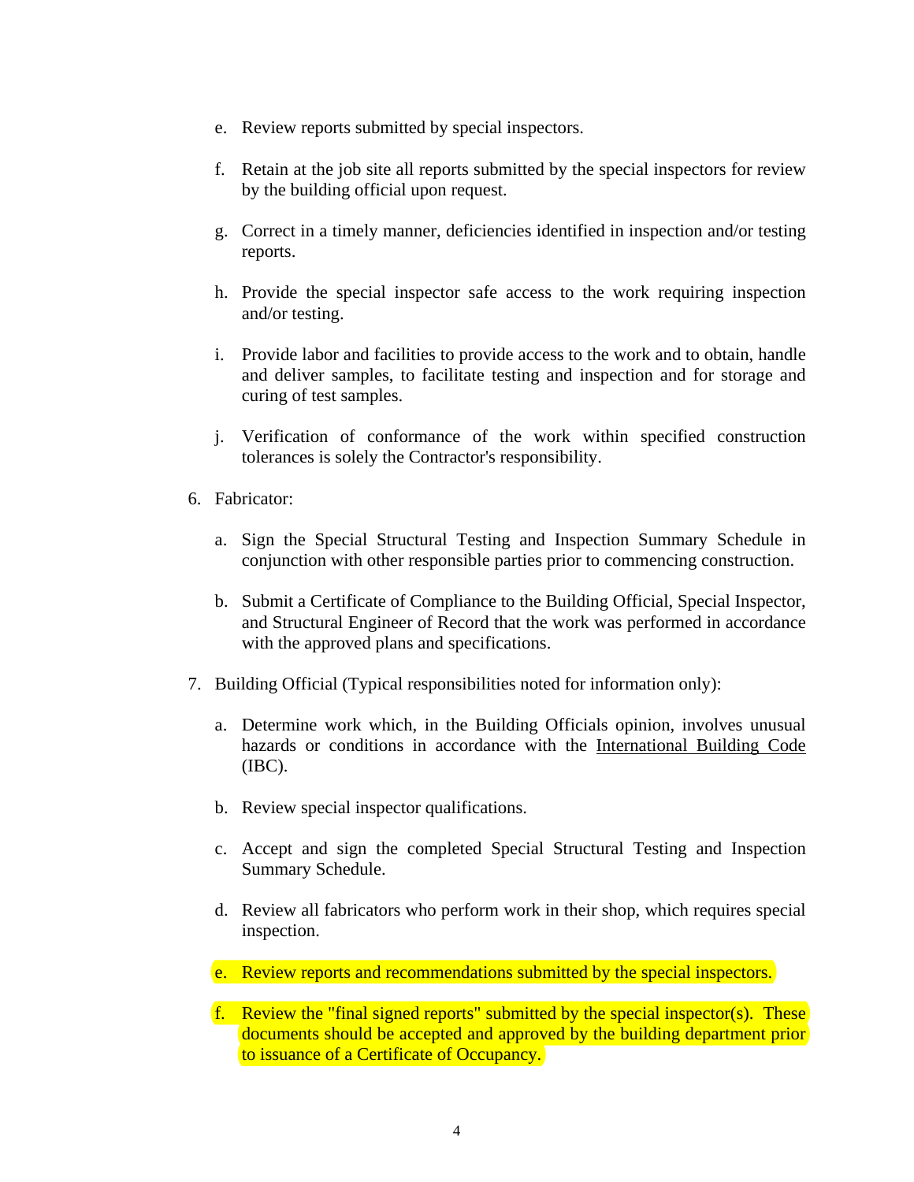e. Review reports submitted by special inspectors.

f. Retain at the job site all reports submitted by the special inspectors for review by the building official upon request.

g. Correct in a timely manner, deficiencies identified in inspection and/or testing reports.

h. Provide the special inspector safe access to the work requiring inspection and/or testing.

i. Provide labor and facilities to provide access to the work and to obtain, handle and deliver samples, to facilitate testing and inspection and for storage and curing of test samples.

j. Verification of conformance of the work within specified construction tolerances is solely the Contractor's responsibility.

6. Fabricator:

   a. Sign the Special Structural Testing and Inspection Summary Schedule in conjunction with other responsible parties prior to commencing construction.

   b. Submit a Certificate of Compliance to the Building Official, Special Inspector, and Structural Engineer of Record that the work was performed in accordance with the approved plans and specifications.

7. Building Official (Typical responsibilities noted for information only):

   a. Determine work which, in the Building Officials opinion, involves unusual hazards or conditions in accordance with the International Building Code (IBC).

   b. Review special inspector qualifications.

   c. Accept and sign the completed Special Structural Testing and Inspection Summary Schedule.

   d. Review all fabricators who perform work in their shop, which requires special inspection.

   e. Review reports and recommendations submitted by the special inspectors.

   f. Review the "final signed reports" submitted by the special inspector(s). These documents should be accepted and approved by the building department prior to issuance of a Certificate of Occupancy.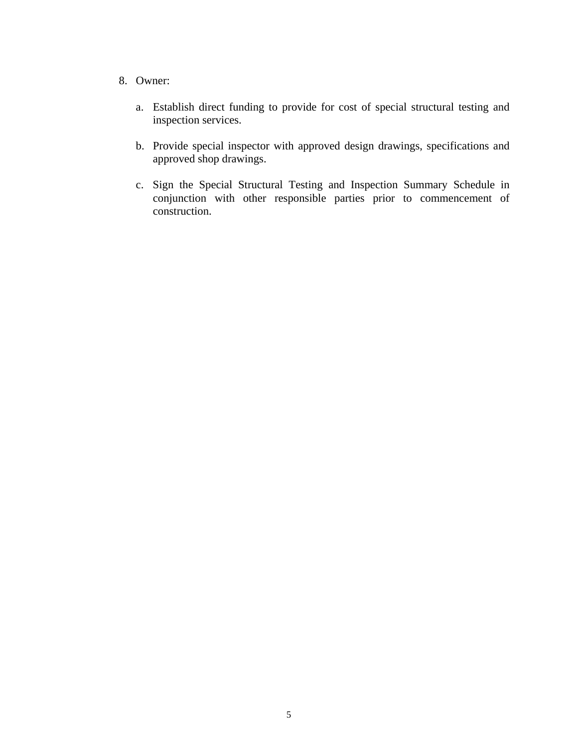8. Owner:

   a. Establish direct funding to provide for cost of special structural testing and inspection services.

   b. Provide special inspector with approved design drawings, specifications and approved shop drawings.

   c. Sign the Special Structural Testing and Inspection Summary Schedule in conjunction with other responsible parties prior to commencement of construction.